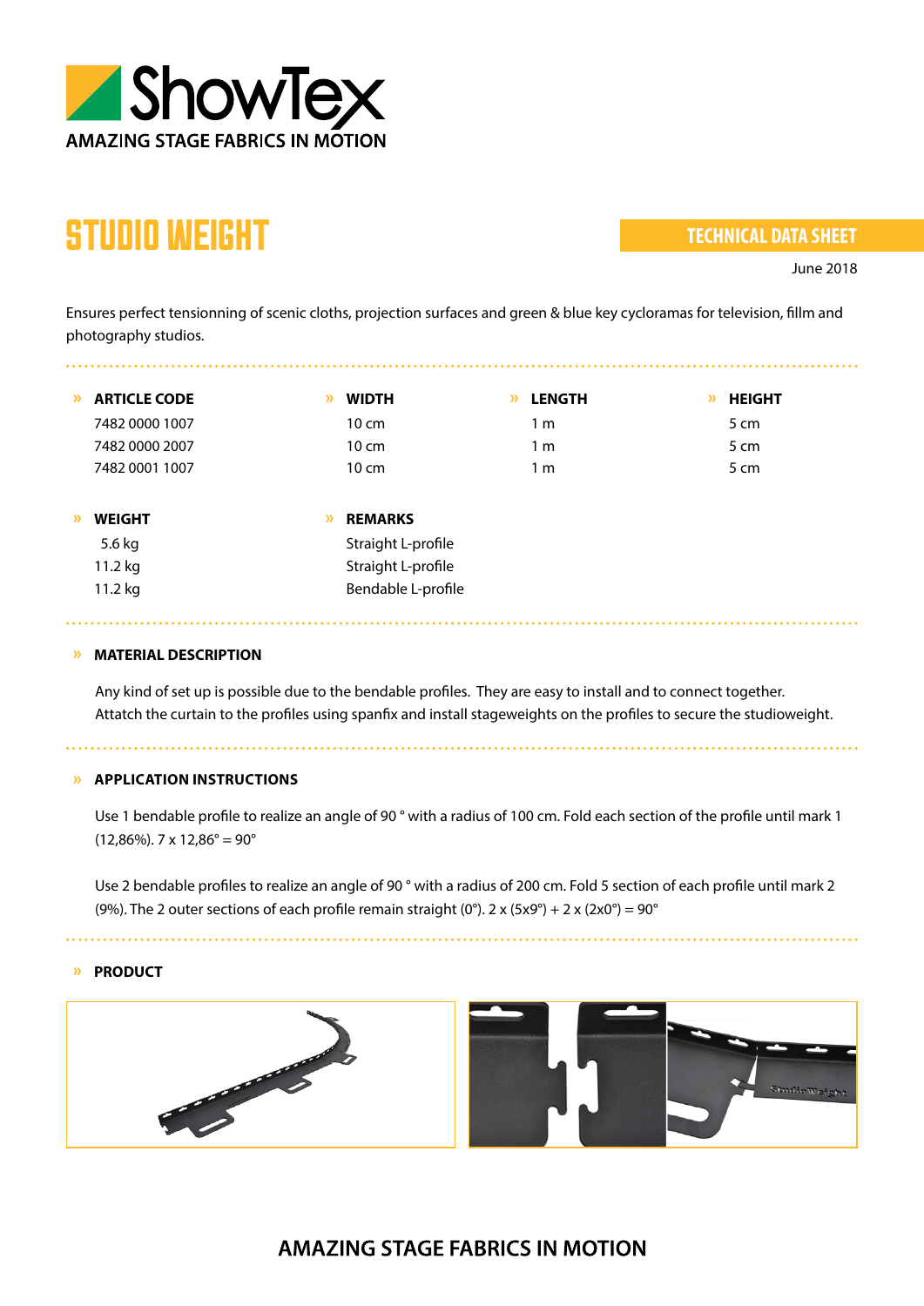ShowTex

AMAZING STAGE FABRICS IN MOTION

# STUDIO WEIGHT

**TECHNICAL DATA SHEET**

June 2018

Ensures perfect tensioning of scenic cloths, projection surfaces and green & blue key cycloramas for television, film and photography studios.

| ARTICLE CODE | WIDTH | LENGTH | HEIGHT | WEIGHT | REMARKS |
|---|---|---|---|---|---|
| 7482 0000 1007 | 10 cm | 1 m | 5 cm | 5.6 kg | Straight L-profile |
| 7482 0000 2007 | 10 cm | 1 m | 5 cm | 11.2 kg | Straight L-profile |
| 7482 0001 1007 | 10 cm | 1 m | 5 cm | 11.2 kg | Bendable L-profile |

## MATERIAL DESCRIPTION

Any kind of set up is possible due to the bendable profiles. They are easy to install and to connect together. Attatch the curtain to the profiles using spanfix and install stageweights on the profiles to secure the studioweight.

## APPLICATION INSTRUCTIONS

Use 1 bendable profile to realize an angle of 90 ° with a radius of 100 cm. Fold each section of the profile until mark 1 (12,86%). 7 x 12,86° = 90°

Use 2 bendable profiles to realize an angle of 90 ° with a radius of 200 cm. Fold 5 section of each profile until mark 2 (9%). The 2 outer sections of each profile remain straight (0°). 2 x (5x9°) + 2 x (2x0°) = 90°

## PRODUCT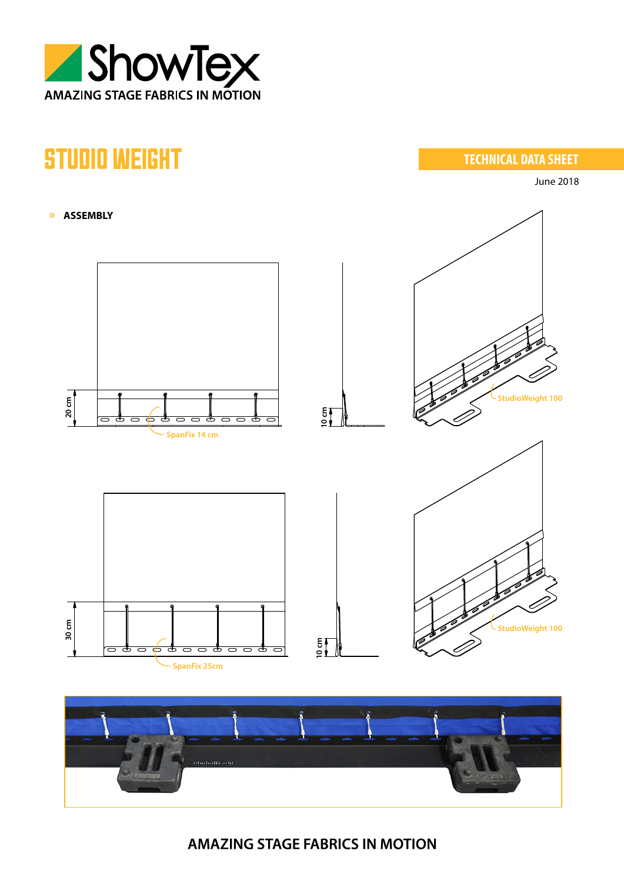# STUDIO WEIGHT

TECHNICAL DATA SHEET

June 2018

## » ASSEMBLY

20 cm

SpanFix 14 cm

10 cm

StudioWeight 100

30 cm

SpanFix 25cm

10 cm

StudioWeight 100

AMAZING STAGE FABRICS IN MOTION